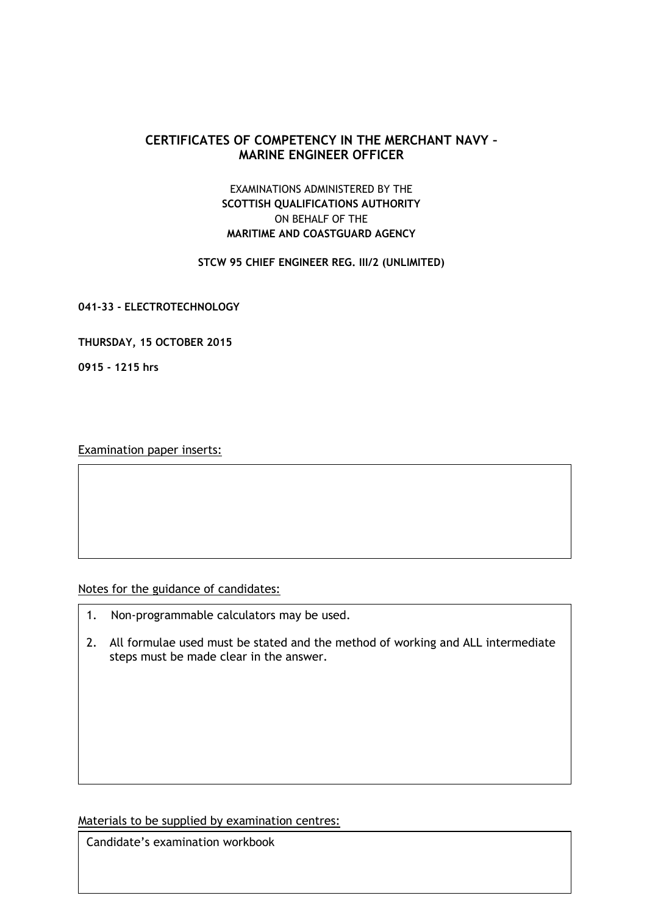# CERTIFICATES OF COMPETENCY IN THE MERCHANT NAVY – MARINE ENGINEER OFFICER

EXAMINATIONS ADMINISTERED BY THE
**SCOTTISH QUALIFICATIONS AUTHORITY**
ON BEHALF OF THE
**MARITIME AND COASTGUARD AGENCY**

**STCW 95 CHIEF ENGINEER REG. III/2 (UNLIMITED)**

**041-33 - ELECTROTECHNOLOGY**

**THURSDAY, 15 OCTOBER 2015**

**0915 - 1215 hrs**

Examination paper inserts:

Notes for the guidance of candidates:

1. Non-programmable calculators may be used.
2. All formulae used must be stated and the method of working and ALL intermediate steps must be made clear in the answer.

Materials to be supplied by examination centres:

Candidate's examination workbook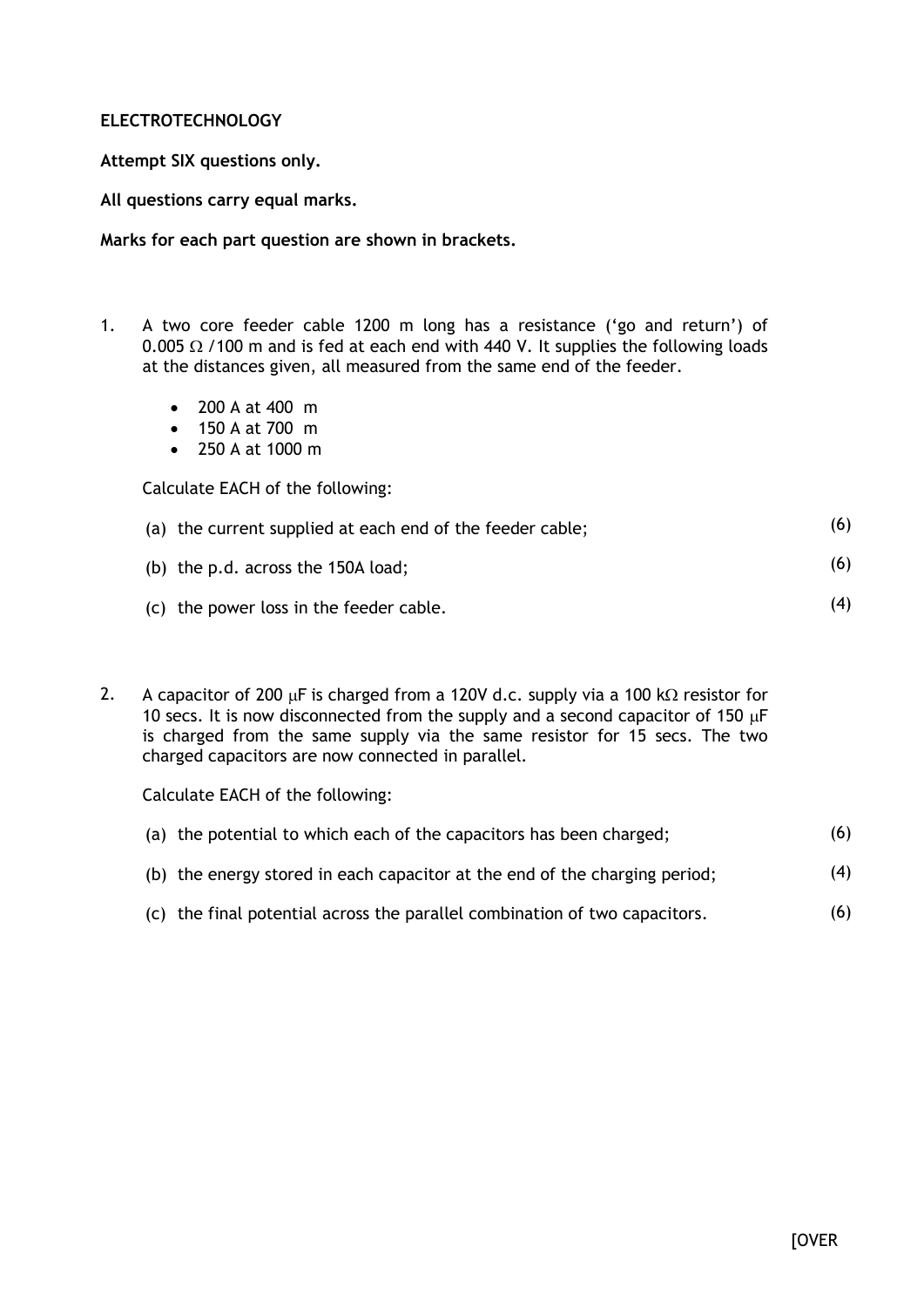**ELECTROTECHNOLOGY**

**Attempt SIX questions only.**

**All questions carry equal marks.**

**Marks for each part question are shown in brackets.**

1. A two core feeder cable 1200 m long has a resistance ('go and return') of 0.005 Ω /100 m and is fed at each end with 440 V. It supplies the following loads at the distances given, all measured from the same end of the feeder.

   - 200 A at 400 m
   - 150 A at 700 m
   - 250 A at 1000 m

   Calculate EACH of the following:

   (a) the current supplied at each end of the feeder cable; (6)

   (b) the p.d. across the 150A load; (6)

   (c) the power loss in the feeder cable. (4)

2. A capacitor of 200 μF is charged from a 120V d.c. supply via a 100 kΩ resistor for 10 secs. It is now disconnected from the supply and a second capacitor of 150 μF is charged from the same supply via the same resistor for 15 secs. The two charged capacitors are now connected in parallel.

   Calculate EACH of the following:

   (a) the potential to which each of the capacitors has been charged; (6)

   (b) the energy stored in each capacitor at the end of the charging period; (4)

   (c) the final potential across the parallel combination of two capacitors. (6)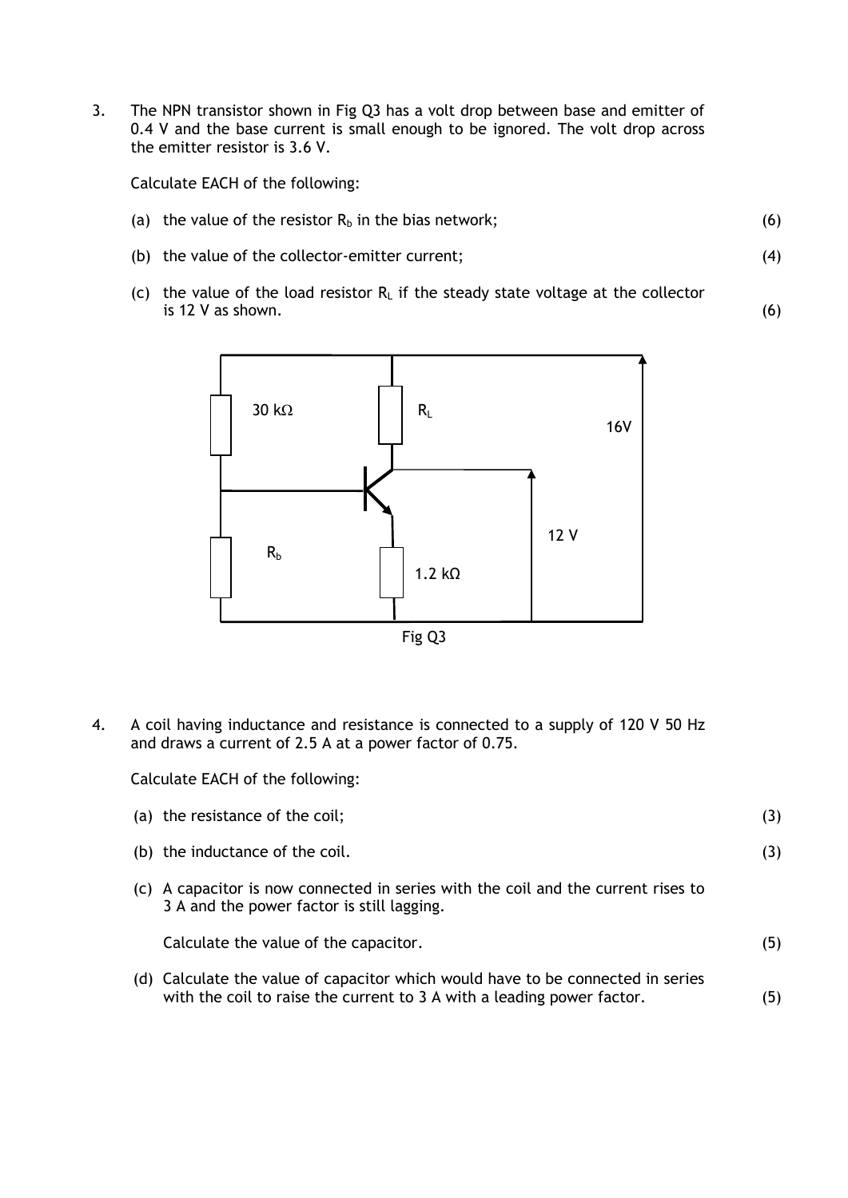3. The NPN transistor shown in Fig Q3 has a volt drop between base and emitter of 0.4 V and the base current is small enough to be ignored. The volt drop across the emitter resistor is 3.6 V.

   Calculate EACH of the following:

   (a) the value of the resistor $R_b$ in the bias network; (6)

   (b) the value of the collector-emitter current; (4)

   (c) the value of the load resistor $R_L$ if the steady state voltage at the collector is 12 V as shown. (6)

Fig Q3

4. A coil having inductance and resistance is connected to a supply of 120 V 50 Hz and draws a current of 2.5 A at a power factor of 0.75.

   Calculate EACH of the following:

   (a) the resistance of the coil; (3)

   (b) the inductance of the coil. (3)

   (c) A capacitor is now connected in series with the coil and the current rises to 3 A and the power factor is still lagging.

   Calculate the value of the capacitor. (5)

   (d) Calculate the value of capacitor which would have to be connected in series with the coil to raise the current to 3 A with a leading power factor. (5)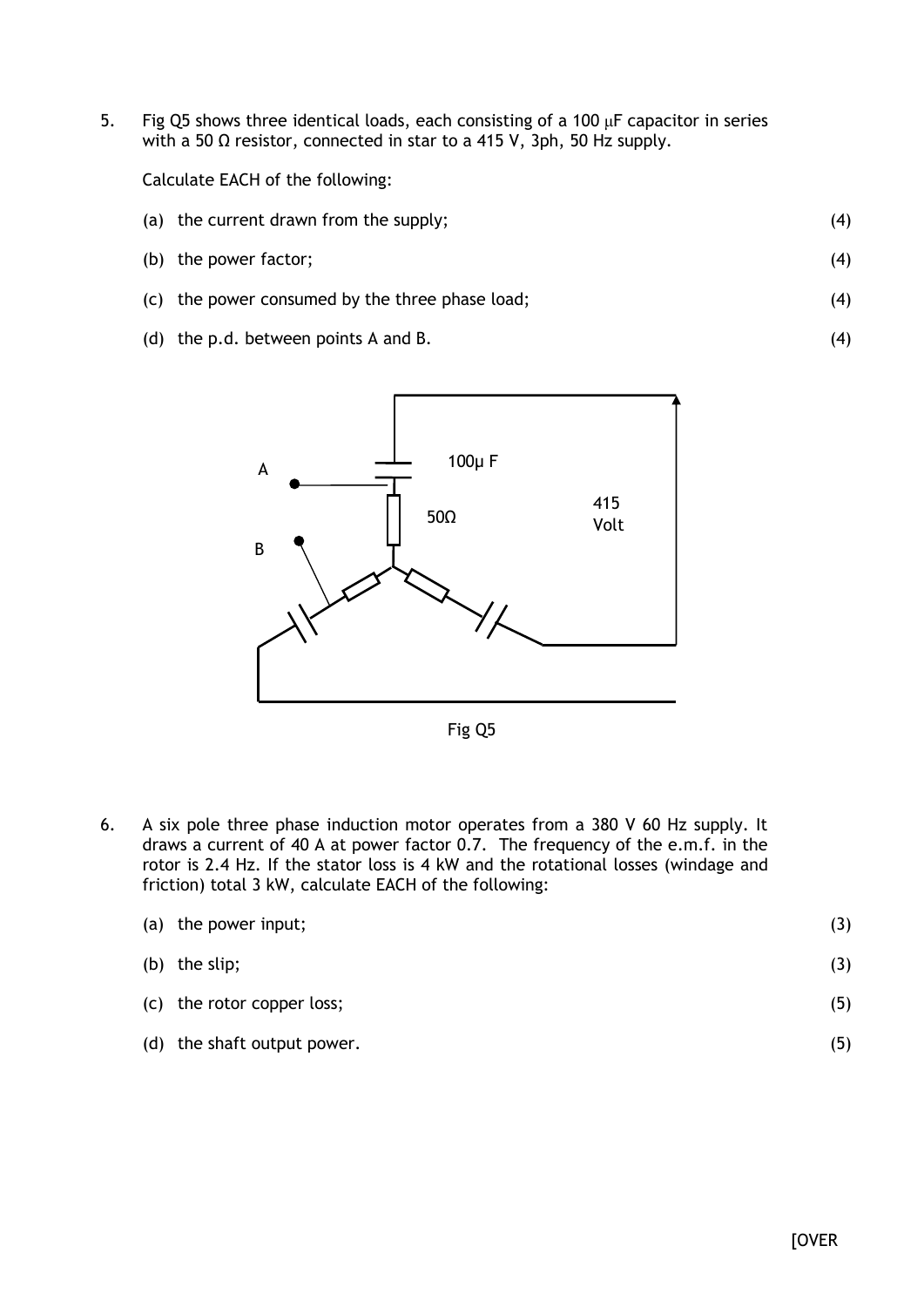5. Fig Q5 shows three identical loads, each consisting of a 100 μF capacitor in series with a 50 Ω resistor, connected in star to a 415 V, 3ph, 50 Hz supply.

   Calculate EACH of the following:

   (a) the current drawn from the supply; (4)

   (b) the power factor; (4)

   (c) the power consumed by the three phase load; (4)

   (d) the p.d. between points A and B. (4)

Fig Q5

6. A six pole three phase induction motor operates from a 380 V 60 Hz supply. It draws a current of 40 A at power factor 0.7. The frequency of the e.m.f. in the rotor is 2.4 Hz. If the stator loss is 4 kW and the rotational losses (windage and friction) total 3 kW, calculate EACH of the following:

   (a) the power input; (3)

   (b) the slip; (3)

   (c) the rotor copper loss; (5)

   (d) the shaft output power. (5)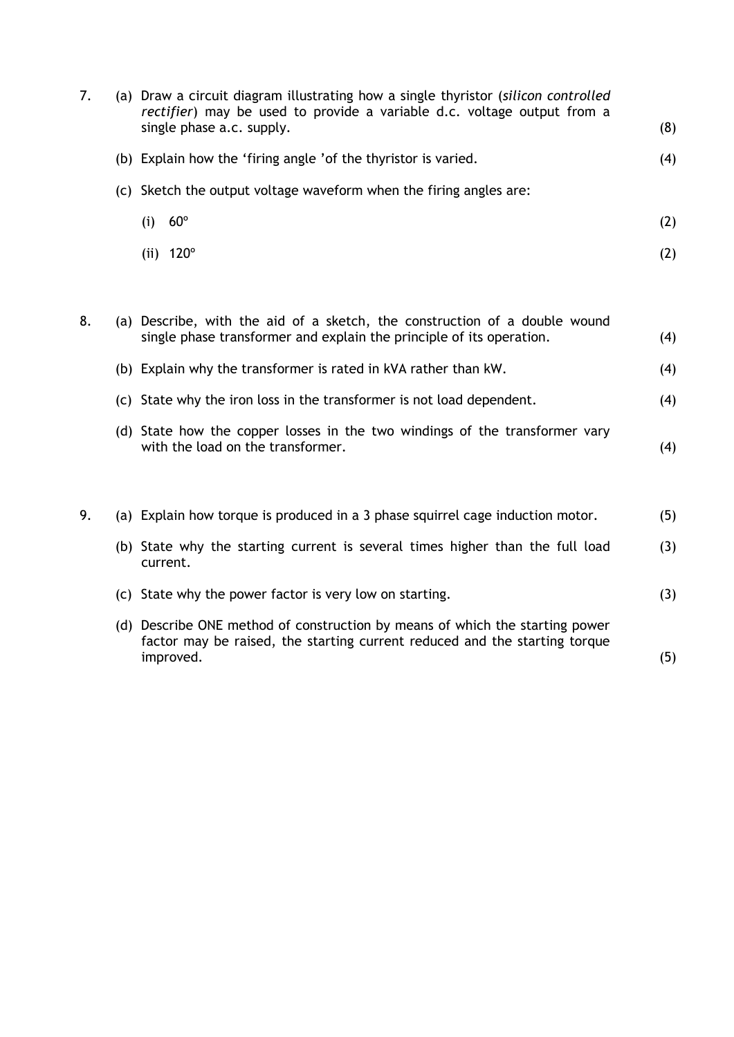7. (a) Draw a circuit diagram illustrating how a single thyristor (*silicon controlled rectifier*) may be used to provide a variable d.c. voltage output from a single phase a.c. supply. (8)

   (b) Explain how the 'firing angle 'of the thyristor is varied. (4)

   (c) Sketch the output voltage waveform when the firing angles are:

   (i) 60° (2)

   (ii) 120° (2)

8. (a) Describe, with the aid of a sketch, the construction of a double wound single phase transformer and explain the principle of its operation. (4)

   (b) Explain why the transformer is rated in kVA rather than kW. (4)

   (c) State why the iron loss in the transformer is not load dependent. (4)

   (d) State how the copper losses in the two windings of the transformer vary with the load on the transformer. (4)

9. (a) Explain how torque is produced in a 3 phase squirrel cage induction motor. (5)

   (b) State why the starting current is several times higher than the full load current. (3)

   (c) State why the power factor is very low on starting. (3)

   (d) Describe ONE method of construction by means of which the starting power factor may be raised, the starting current reduced and the starting torque improved. (5)